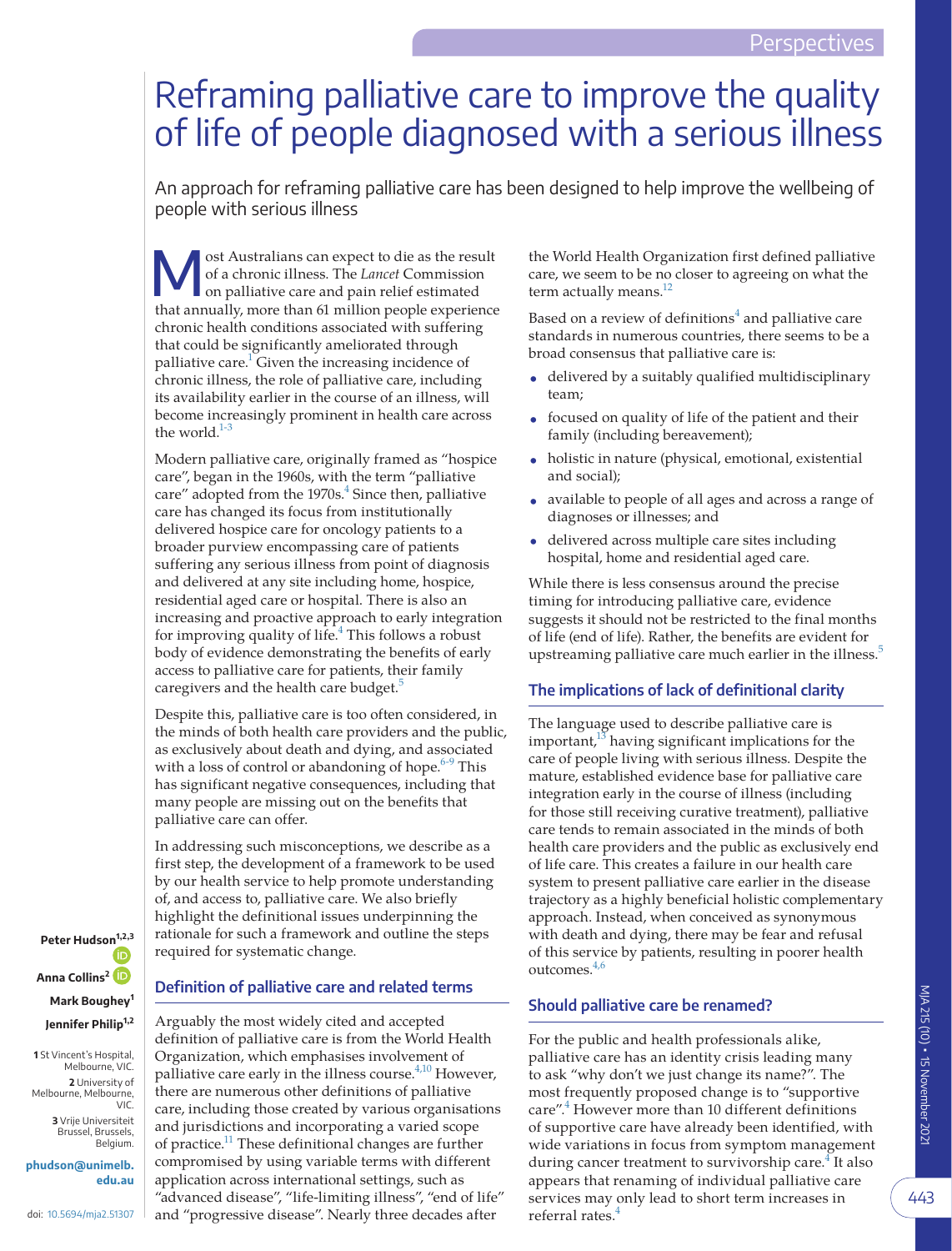# Reframing palliative care to improve the quality of life of people diagnosed with a serious illness

An approach for reframing palliative care has been designed to help improve the wellbeing of people with serious illness

Peter Hudson[1,2,3]
Anna Collins[2]
Mark Boughey[1]
Jennifer Philip[1,2]

1 St Vincent's Hospital, Melbourne, VIC.
2 University of Melbourne, Melbourne, VIC.
3 Vrije Universiteit Brussel, Brussels, Belgium.

phudson@unimelb.edu.au

doi: 10.5694/mja2.51307

Most Australians can expect to die as the result of a chronic illness. The *Lancet* Commission on palliative care and pain relief estimated that annually, more than 61 million people experience chronic health conditions associated with suffering that could be significantly ameliorated through palliative care.[1] Given the increasing incidence of chronic illness, the role of palliative care, including its availability earlier in the course of an illness, will become increasingly prominent in health care across the world.[1-3]

Modern palliative care, originally framed as "hospice care", began in the 1960s, with the term "palliative care" adopted from the 1970s.[4] Since then, palliative care has changed its focus from institutionally delivered hospice care for oncology patients to a broader purview encompassing care of patients suffering any serious illness from point of diagnosis and delivered at any site including home, hospice, residential aged care or hospital. There is also an increasing and proactive approach to early integration for improving quality of life.[4] This follows a robust body of evidence demonstrating the benefits of early access to palliative care for patients, their family caregivers and the health care budget.[5]

Despite this, palliative care is too often considered, in the minds of both health care providers and the public, as exclusively about death and dying, and associated with a loss of control or abandoning of hope.[6-9] This has significant negative consequences, including that many people are missing out on the benefits that palliative care can offer.

In addressing such misconceptions, we describe as a first step, the development of a framework to be used by our health service to help promote understanding of, and access to, palliative care. We also briefly highlight the definitional issues underpinning the rationale for such a framework and outline the steps required for systematic change.

## Definition of palliative care and related terms

Arguably the most widely cited and accepted definition of palliative care is from the World Health Organization, which emphasises involvement of palliative care early in the illness course.[4,10] However, there are numerous other definitions of palliative care, including those created by various organisations and jurisdictions and incorporating a varied scope of practice.[11] These definitional changes are further compromised by using variable terms with different application across international settings, such as "advanced disease", "life-limiting illness", "end of life" and "progressive disease". Nearly three decades after the World Health Organization first defined palliative care, we seem to be no closer to agreeing on what the term actually means.[12]

Based on a review of definitions[4] and palliative care standards in numerous countries, there seems to be a broad consensus that palliative care is:

- delivered by a suitably qualified multidisciplinary team;
- focused on quality of life of the patient and their family (including bereavement);
- holistic in nature (physical, emotional, existential and social);
- available to people of all ages and across a range of diagnoses or illnesses; and
- delivered across multiple care sites including hospital, home and residential aged care.

While there is less consensus around the precise timing for introducing palliative care, evidence suggests it should not be restricted to the final months of life (end of life). Rather, the benefits are evident for upstreaming palliative care much earlier in the illness.[5]

## The implications of lack of definitional clarity

The language used to describe palliative care is important,[13] having significant implications for the care of people living with serious illness. Despite the mature, established evidence base for palliative care integration early in the course of illness (including for those still receiving curative treatment), palliative care tends to remain associated in the minds of both health care providers and the public as exclusively end of life care. This creates a failure in our health care system to present palliative care earlier in the disease trajectory as a highly beneficial holistic complementary approach. Instead, when conceived as synonymous with death and dying, there may be fear and refusal of this service by patients, resulting in poorer health outcomes.[4,6]

## Should palliative care be renamed?

For the public and health professionals alike, palliative care has an identity crisis leading many to ask "why don't we just change its name?". The most frequently proposed change is to "supportive care".[4] However more than 10 different definitions of supportive care have already been identified, with wide variations in focus from symptom management during cancer treatment to survivorship care.[4] It also appears that renaming of individual palliative care services may only lead to short term increases in referral rates.[4]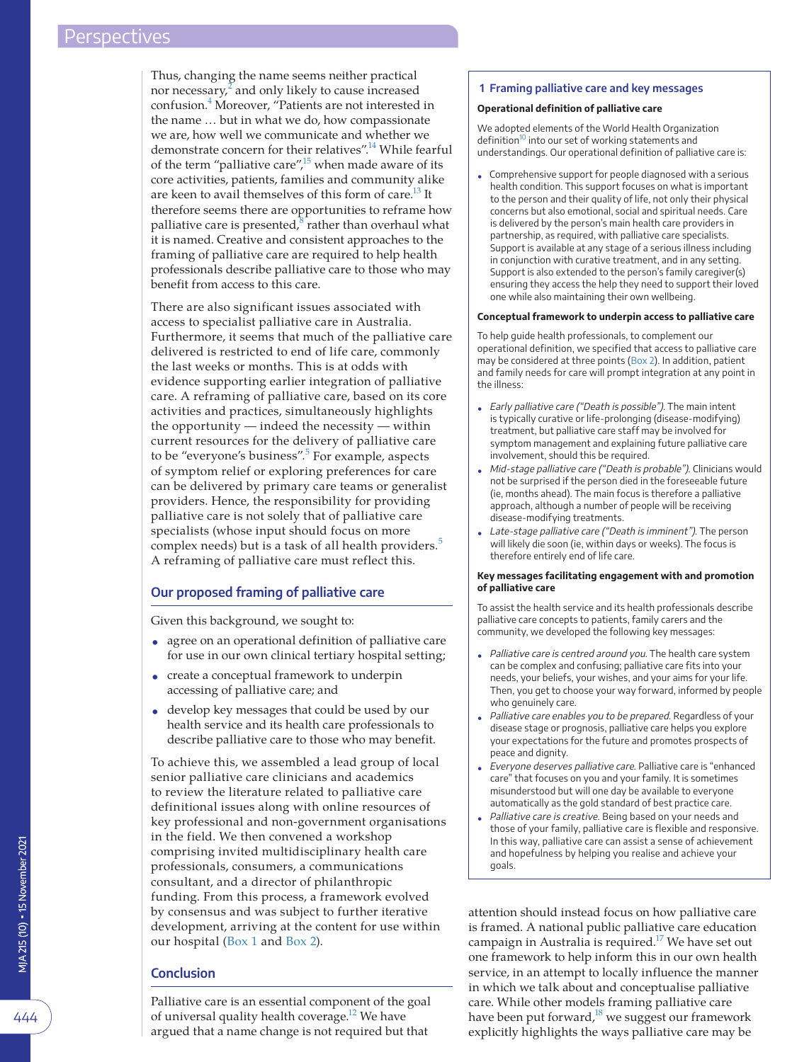Thus, changing the name seems neither practical nor necessary,[2] and only likely to cause increased confusion.[4] Moreover, "Patients are not interested in the name … but in what we do, how compassionate we are, how well we communicate and whether we demonstrate concern for their relatives".[14] While fearful of the term "palliative care",[15] when made aware of its core activities, patients, families and community alike are keen to avail themselves of this form of care.[13] It therefore seems there are opportunities to reframe how palliative care is presented,[8] rather than overhaul what it is named. Creative and consistent approaches to the framing of palliative care are required to help health professionals describe palliative care to those who may benefit from access to this care.

There are also significant issues associated with access to specialist palliative care in Australia. Furthermore, it seems that much of the palliative care delivered is restricted to end of life care, commonly the last weeks or months. This is at odds with evidence supporting earlier integration of palliative care. A reframing of palliative care, based on its core activities and practices, simultaneously highlights the opportunity — indeed the necessity — within current resources for the delivery of palliative care to be "everyone's business".[5] For example, aspects of symptom relief or exploring preferences for care can be delivered by primary care teams or generalist providers. Hence, the responsibility for providing palliative care is not solely that of palliative care specialists (whose input should focus on more complex needs) but is a task of all health providers.[5] A reframing of palliative care must reflect this.

## Our proposed framing of palliative care

Given this background, we sought to:

- agree on an operational definition of palliative care for use in our own clinical tertiary hospital setting;
- create a conceptual framework to underpin accessing of palliative care; and
- develop key messages that could be used by our health service and its health care professionals to describe palliative care to those who may benefit.

To achieve this, we assembled a lead group of local senior palliative care clinicians and academics to review the literature related to palliative care definitional issues along with online resources of key professional and non-government organisations in the field. We then convened a workshop comprising invited multidisciplinary health care professionals, consumers, a communications consultant, and a director of philanthropic funding. From this process, a framework evolved by consensus and was subject to further iterative development, arriving at the content for use within our hospital (Box 1 and Box 2).

## Conclusion

Palliative care is an essential component of the goal of universal quality health coverage.[12] We have argued that a name change is not required but that attention should instead focus on how palliative care is framed. A national public palliative care education campaign in Australia is required.[17] We have set out one framework to help inform this in our own health service, in an attempt to locally influence the manner in which we talk about and conceptualise palliative care. While other models framing palliative care have been put forward,[18] we suggest our framework explicitly highlights the ways palliative care may be

### 1 Framing palliative care and key messages

**Operational definition of palliative care**

We adopted elements of the World Health Organization definition[10] into our set of working statements and understandings. Our operational definition of palliative care is:

- Comprehensive support for people diagnosed with a serious health condition. This support focuses on what is important to the person and their quality of life, not only their physical concerns but also emotional, social and spiritual needs. Care is delivered by the person's main health care providers in partnership, as required, with palliative care specialists. Support is available at any stage of a serious illness including in conjunction with curative treatment, and in any setting. Support is also extended to the person's family caregiver(s) ensuring they access the help they need to support their loved one while also maintaining their own wellbeing.

**Conceptual framework to underpin access to palliative care**

To help guide health professionals, to complement our operational definition, we specified that access to palliative care may be considered at three points (Box 2). In addition, patient and family needs for care will prompt integration at any point in the illness:

- *Early palliative care ("Death is possible").* The main intent is typically curative or life-prolonging (disease-modifying) treatment, but palliative care staff may be involved for symptom management and explaining future palliative care involvement, should this be required.
- *Mid-stage palliative care ("Death is probable").* Clinicians would not be surprised if the person died in the foreseeable future (ie, months ahead). The main focus is therefore a palliative approach, although a number of people will be receiving disease-modifying treatments.
- *Late-stage palliative care ("Death is imminent").* The person will likely die soon (ie, within days or weeks). The focus is therefore entirely end of life care.

**Key messages facilitating engagement with and promotion of palliative care**

To assist the health service and its health professionals describe palliative care concepts to patients, family carers and the community, we developed the following key messages:

- *Palliative care is centred around you.* The health care system can be complex and confusing; palliative care fits into your needs, your beliefs, your wishes, and your aims for your life. Then, you get to choose your way forward, informed by people who genuinely care.
- *Palliative care enables you to be prepared.* Regardless of your disease stage or prognosis, palliative care helps you explore your expectations for the future and promotes prospects of peace and dignity.
- *Everyone deserves palliative care.* Palliative care is "enhanced care" that focuses on you and your family. It is sometimes misunderstood but will one day be available to everyone automatically as the gold standard of best practice care.
- *Palliative care is creative.* Being based on your needs and those of your family, palliative care is flexible and responsive. In this way, palliative care can assist a sense of achievement and hopefulness by helping you realise and achieve your goals.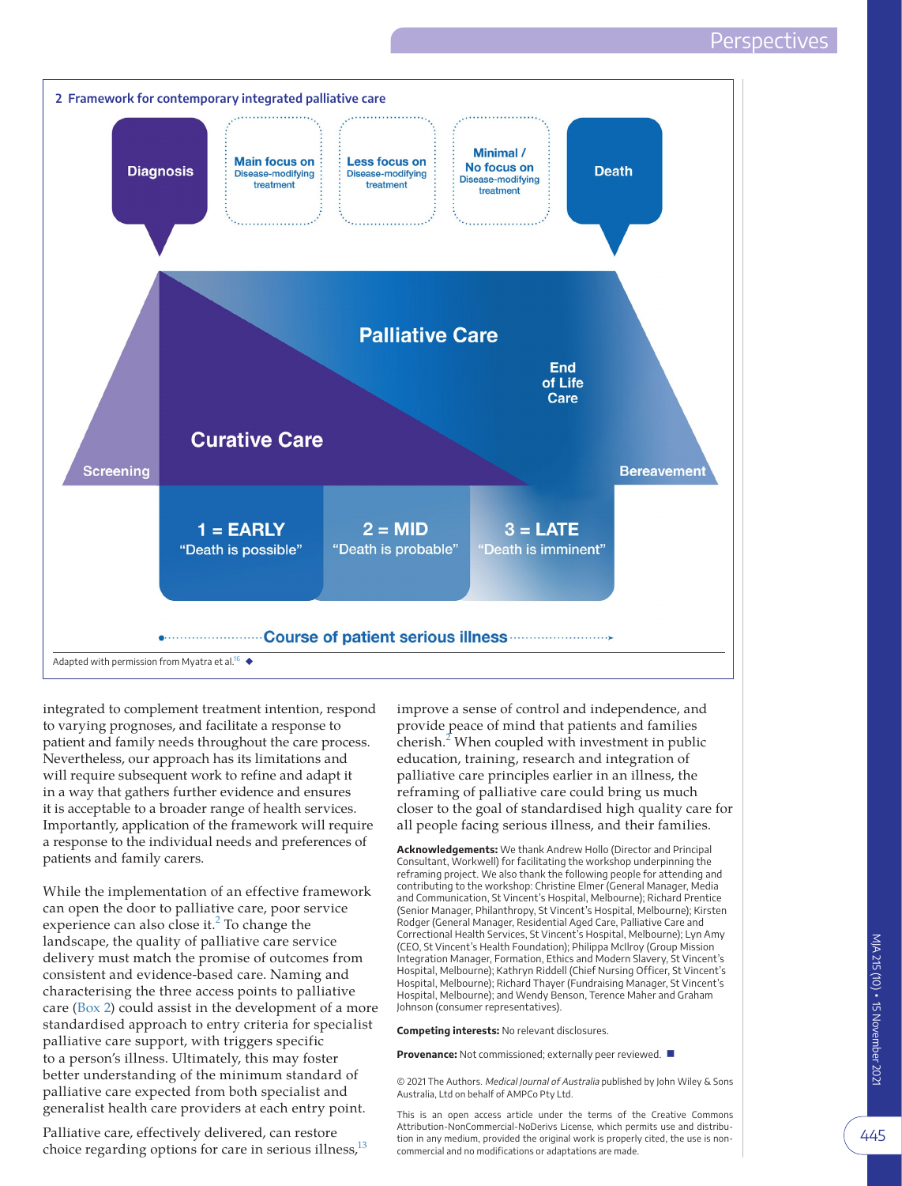## 2 Framework for contemporary integrated palliative care

Diagnosis | Main focus on Disease-modifying treatment | Less focus on Disease-modifying treatment | Minimal / No focus on Disease-modifying treatment | Death

Palliative Care

End of Life Care

Curative Care

Screening

Bereavement

1 = EARLY "Death is possible"

2 = MID "Death is probable"

3 = LATE "Death is imminent"

Course of patient serious illness

Adapted with permission from Myatra et al.[16] ◆

integrated to complement treatment intention, respond to varying prognoses, and facilitate a response to patient and family needs throughout the care process. Nevertheless, our approach has its limitations and will require subsequent work to refine and adapt it in a way that gathers further evidence and ensures it is acceptable to a broader range of health services. Importantly, application of the framework will require a response to the individual needs and preferences of patients and family carers.

While the implementation of an effective framework can open the door to palliative care, poor service experience can also close it.[2] To change the landscape, the quality of palliative care service delivery must match the promise of outcomes from consistent and evidence-based care. Naming and characterising the three access points to palliative care (Box 2) could assist in the development of a more standardised approach to entry criteria for specialist palliative care support, with triggers specific to a person's illness. Ultimately, this may foster better understanding of the minimum standard of palliative care expected from both specialist and generalist health care providers at each entry point.

Palliative care, effectively delivered, can restore choice regarding options for care in serious illness,[13] improve a sense of control and independence, and provide peace of mind that patients and families cherish.[2] When coupled with investment in public education, training, research and integration of palliative care principles earlier in an illness, the reframing of palliative care could bring us much closer to the goal of standardised high quality care for all people facing serious illness, and their families.

**Acknowledgements:** We thank Andrew Hollo (Director and Principal Consultant, Workwell) for facilitating the workshop underpinning the reframing project. We also thank the following people for attending and contributing to the workshop: Christine Elmer (General Manager, Media and Communication, St Vincent's Hospital, Melbourne); Richard Prentice (Senior Manager, Philanthropy, St Vincent's Hospital, Melbourne); Kirsten Rodger (General Manager, Residential Aged Care, Palliative Care and Correctional Health Services, St Vincent's Hospital, Melbourne); Lyn Amy (CEO, St Vincent's Health Foundation); Philippa McIlroy (Group Mission Integration Manager, Formation, Ethics and Modern Slavery, St Vincent's Hospital, Melbourne); Kathryn Riddell (Chief Nursing Officer, St Vincent's Hospital, Melbourne); Richard Thayer (Fundraising Manager, St Vincent's Hospital, Melbourne); and Wendy Benson, Terence Maher and Graham Johnson (consumer representatives).

**Competing interests:** No relevant disclosures.

**Provenance:** Not commissioned; externally peer reviewed. ■

© 2021 The Authors. *Medical Journal of Australia* published by John Wiley & Sons Australia, Ltd on behalf of AMPCo Pty Ltd.

This is an open access article under the terms of the Creative Commons Attribution-NonCommercial-NoDerivs License, which permits use and distribution in any medium, provided the original work is properly cited, the use is non-commercial and no modifications or adaptations are made.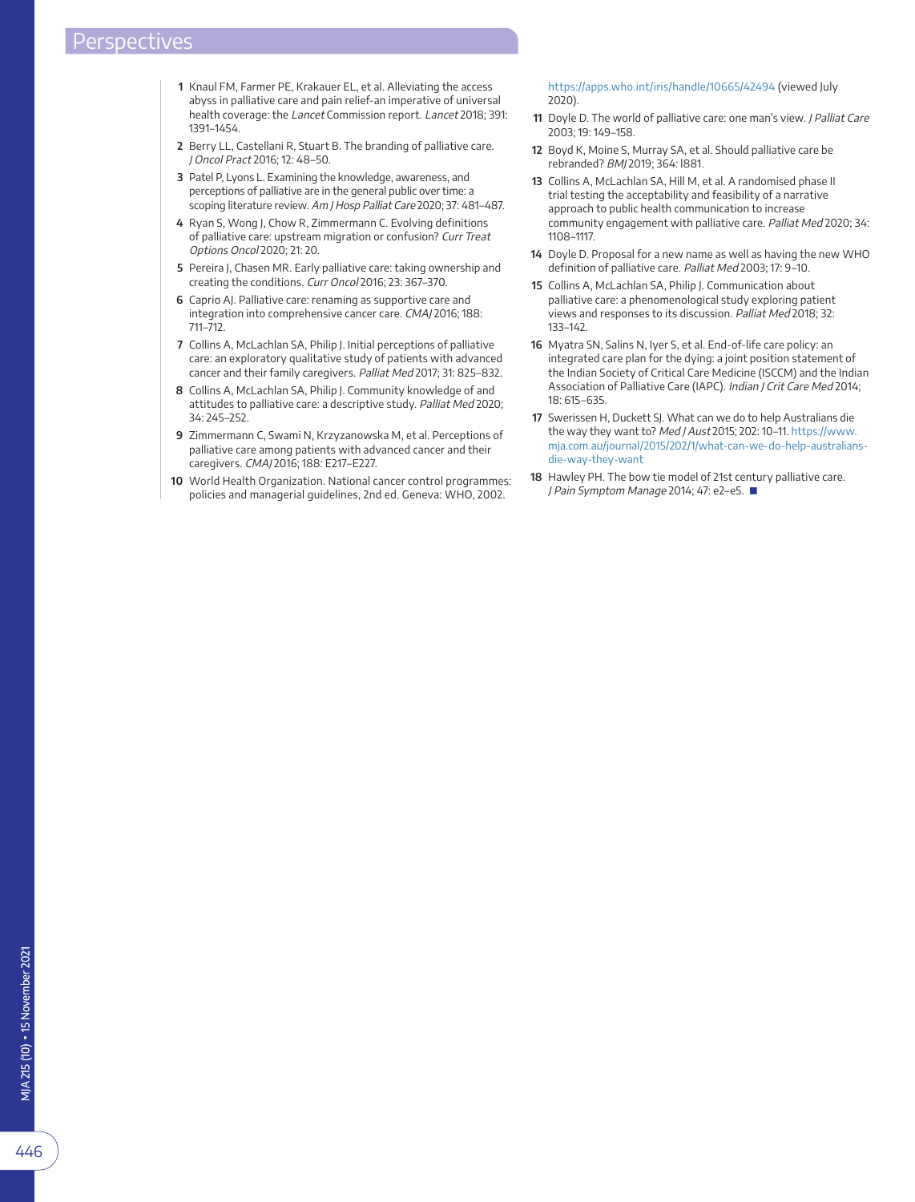1. Knaul FM, Farmer PE, Krakauer EL, et al. Alleviating the access abyss in palliative care and pain relief-an imperative of universal health coverage: the *Lancet* Commission report. *Lancet* 2018; 391: 1391–1454.
2. Berry LL, Castellani R, Stuart B. The branding of palliative care. *J Oncol Pract* 2016; 12: 48–50.
3. Patel P, Lyons L. Examining the knowledge, awareness, and perceptions of palliative are in the general public over time: a scoping literature review. *Am J Hosp Palliat Care* 2020; 37: 481–487.
4. Ryan S, Wong J, Chow R, Zimmermann C. Evolving definitions of palliative care: upstream migration or confusion? *Curr Treat Options Oncol* 2020; 21: 20.
5. Pereira J, Chasen MR. Early palliative care: taking ownership and creating the conditions. *Curr Oncol* 2016; 23: 367–370.
6. Caprio AJ. Palliative care: renaming as supportive care and integration into comprehensive cancer care. *CMAJ* 2016; 188: 711–712.
7. Collins A, McLachlan SA, Philip J. Initial perceptions of palliative care: an exploratory qualitative study of patients with advanced cancer and their family caregivers. *Palliat Med* 2017; 31: 825–832.
8. Collins A, McLachlan SA, Philip J. Community knowledge of and attitudes to palliative care: a descriptive study. *Palliat Med* 2020; 34: 245–252.
9. Zimmermann C, Swami N, Krzyzanowska M, et al. Perceptions of palliative care among patients with advanced cancer and their caregivers. *CMAJ* 2016; 188: E217–E227.
10. World Health Organization. National cancer control programmes: policies and managerial guidelines, 2nd ed. Geneva: WHO, 2002. https://apps.who.int/iris/handle/10665/42494 (viewed July 2020).
11. Doyle D. The world of palliative care: one man's view. *J Palliat Care* 2003; 19: 149–158.
12. Boyd K, Moine S, Murray SA, et al. Should palliative care be rebranded? *BMJ* 2019; 364: l881.
13. Collins A, McLachlan SA, Hill M, et al. A randomised phase II trial testing the acceptability and feasibility of a narrative approach to public health communication to increase community engagement with palliative care. *Palliat Med* 2020; 34: 1108–1117.
14. Doyle D. Proposal for a new name as well as having the new WHO definition of palliative care. *Palliat Med* 2003; 17: 9–10.
15. Collins A, McLachlan SA, Philip J. Communication about palliative care: a phenomenological study exploring patient views and responses to its discussion. *Palliat Med* 2018; 32: 133–142.
16. Myatra SN, Salins N, Iyer S, et al. End-of-life care policy: an integrated care plan for the dying: a joint position statement of the Indian Society of Critical Care Medicine (ISCCM) and the Indian Association of Palliative Care (IAPC). *Indian J Crit Care Med* 2014; 18: 615–635.
17. Swerissen H, Duckett SJ. What can we do to help Australians die the way they want to? *Med J Aust* 2015; 202: 10–11. https://www.mja.com.au/journal/2015/202/1/what-can-we-do-help-australians-die-way-they-want
18. Hawley PH. The bow tie model of 21st century palliative care. *J Pain Symptom Manage* 2014; 47: e2–e5. ■